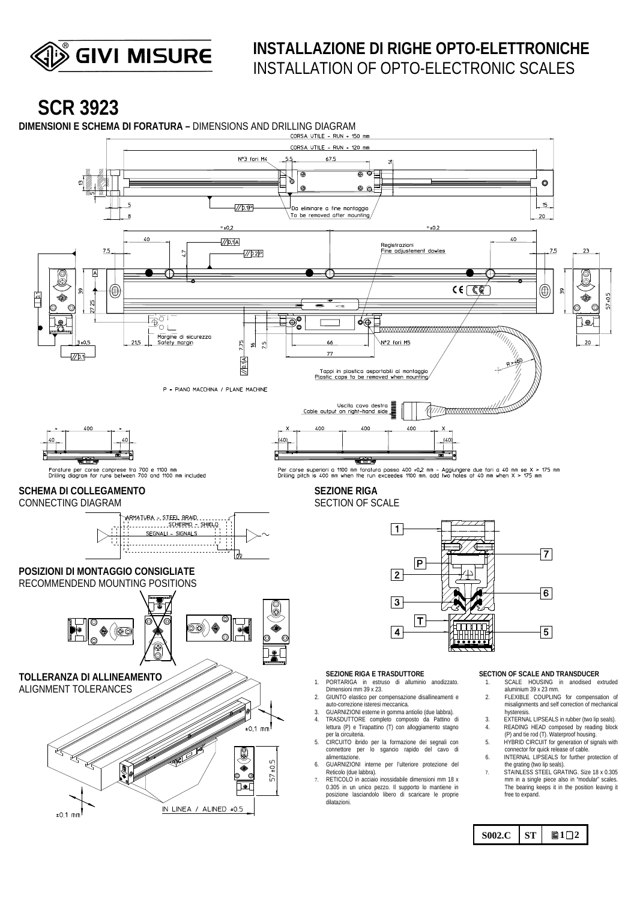# INSTALLAZIONE DI RIGHE OPTO-ELETTRONICHE
INSTALLATION OF OPTO-ELECTRONIC SCALES

# SCR 3923

**DIMENSIONI E SCHEMA DI FORATURA –** DIMENSIONS AND DRILLING DIAGRAM

CORSA UTILE - RUN + 150 mm

CORSA UTILE - RUN + 120 mm

N°3 fori M4

Da eliminare a fine montaggio
To be removed after mounting

Registrazioni
Fine adjustement dowles

Margine di sicurezza
Safety margin

N°2 fori M5

Tappi in plastica asportabili al montaggio
Plastic caps to be removed when mounting

P = PIANO MACCHINA / PLANE MACHINE

Uscita cavo destra
Cable output on right-hand side

Forature per corse comprese tra 700 e 1100 mm
Drilling diagram for runs between 700 and 1100 mm included

Per corse superiori a 1100 mm foratura passo 400 ±0,2 mm - Aggiungere due fori a 40 mm se X > 175 mm
Drilling pitch is 400 mm when the run exceedes 1100 mm, add two holes at 40 mm when X > 175 mm

## SCHEMA DI COLLEGAMENTO
CONNECTING DIAGRAM

ARMATURA - STEEL BRAID
SCHERMO - SHIELD
SEGNALI - SIGNALS
0V

## POSIZIONI DI MONTAGGIO CONSIGLIATE
RECOMMENDEND MOUNTING POSITIONS

## TOLLERANZA DI ALLINEAMENTO
ALIGNMENT TOLERANCES

IN LINEA / ALINED ±0.5

## SEZIONE RIGA
SECTION OF SCALE

### SEZIONE RIGA E TRASDUTTORE

1. PORTARIGA in estruso di alluminio anodizzato. Dimensioni mm 39 x 23.
2. GIUNTO elastico per compensazione disallineamenti e auto-correzione isteresi meccanica.
3. GUARNIZIONI esterne in gomma antiolio (due labbra).
4. TRASDUTTORE completo composto da Pattino di lettura (P) e Tirapattino (T) con alloggiamento stagno per la circuiteria.
5. CIRCUITO ibrido per la formazione dei segnali con connettore per lo sgancio rapido del cavo di alimentazione.
6. GUARNIZIONI interne per l'ulteriore protezione del Reticolo (due labbra).
7. RETICOLO in acciaio inossidabile dimensioni mm 18 x 0.305 in un unico pezzo. Il supporto lo mantiene in posizione lasciandolo libero di scaricare le proprie dilatazioni.

### SECTION OF SCALE AND TRANSDUCER

1. SCALE HOUSING in anodised extruded aluminium 39 x 23 mm.
2. FLEXIBLE COUPLING for compensation of misalignments and self correction of mechanical hysteresis.
3. EXTERNAL LIPSEALS in rubber (two lip seals).
4. READING HEAD composed by reading block (P) and tie rod (T). Waterproof housing.
5. HYBRID CIRCUIT for generation of signals with connector for quick release of cable.
6. INTERNAL LIPSEALS for further protection of the grating (two lip seals).
7. STAINLESS STEEL GRATING. Size 18 x 0.305 mm in a single piece also in "modular" scales. The bearing keeps it in the position leaving it free to expand.

| S002.C | ST |
|---|---|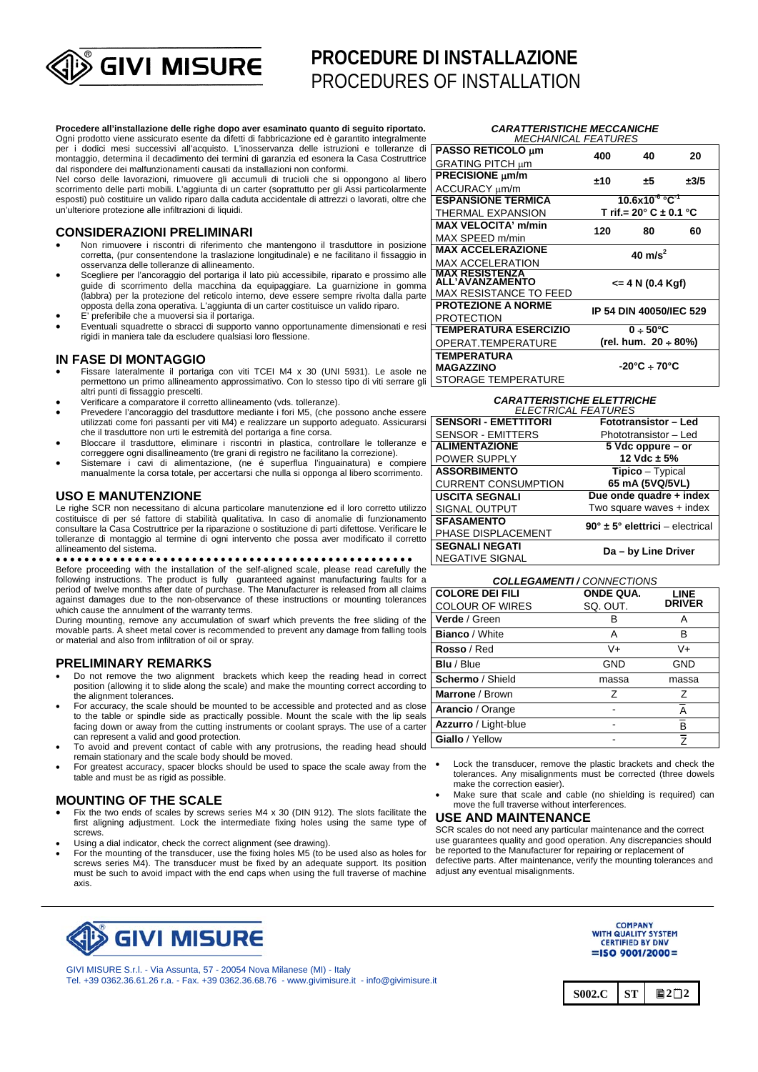# PROCEDURE DI INSTALLAZIONE
PROCEDURES OF INSTALLATION

**Procedere all'installazione delle righe dopo aver esaminato quanto di seguito riportato.**
Ogni prodotto viene assicurato esente da difetti di fabbricazione ed è garantito integralmente per i dodici mesi successivi all'acquisto. L'inosservanza delle istruzioni e tolleranze di montaggio, determina il decadimento dei termini di garanzia ed esonera la Casa Costruttrice dal rispondere dei malfunzionamenti causati da installazioni non conformi.
Nel corso delle lavorazioni, rimuovere gli accumuli di trucioli che si oppongono al libero scorrimento delle parti mobili. L'aggiunta di un carter (soprattutto per gli Assi particolarmente esposti) può costituire un valido riparo dalla caduta accidentale di attrezzi o lavorati, oltre che un'ulteriore protezione alle infiltrazioni di liquidi.

## CONSIDERAZIONI PRELIMINARI

- Non rimuovere i riscontri di riferimento che mantengono il trasduttore in posizione corretta, (pur consentendone la traslazione longitudinale) e ne facilitano il fissaggio in osservanza delle tolleranze di allineamento.
- Scegliere per l'ancoraggio del portariga il lato più accessibile, riparato e prossimo alle guide di scorrimento della macchina da equipaggiare. La guarnizione in gomma (labbra) per la protezione del reticolo interno, deve essere sempre rivolta dalla parte opposta della zona operativa. L'aggiunta di un carter costituisce un valido riparo.
- E' preferibile che a muoversi sia il portariga.
- Eventuali squadrette o sbracci di supporto vanno opportunamente dimensionati e resi rigidi in maniera tale da escludere qualsiasi loro flessione.

## IN FASE DI MONTAGGIO

- Fissare lateralmente il portariga con viti TCEI M4 x 30 (UNI 5931). Le asole ne permettono un primo allineamento approssimativo. Con lo stesso tipo di viti serrare gli altri punti di fissaggio prescelti.
- Verificare a comparatore il corretto allineamento (vds. tolleranze).
- Prevedere l'ancoraggio del trasduttore mediante i fori M5, (che possono anche essere utilizzati come fori passanti per viti M4) e realizzare un supporto adeguato. Assicurarsi che il trasduttore non urti le estremità del portariga a fine corsa.
- Bloccare il trasduttore, eliminare i riscontri in plastica, controllare le tolleranze e correggere ogni disallineamento (tre grani di registro ne facilitano la correzione).
- Sistemare i cavi di alimentazione, (ne é superflua l'inguainatura) e compiere manualmente la corsa totale, per accertarsi che nulla si opponga al libero scorrimento.

## USO E MANUTENZIONE

Le righe SCR non necessitano di alcuna particolare manutenzione ed il loro corretto utilizzo costituisce di per sé fattore di stabilità qualitativa. In caso di anomalie di funzionamento consultare la Casa Costruttrice per la riparazione o sostituzione di parti difettose. Verificare le tolleranze di montaggio al termine di ogni intervento che possa aver modificato il corretto allineamento del sistema.

Before proceeding with the installation of the self-aligned scale, please read carefully the following instructions. The product is fully guaranteed against manufacturing faults for a period of twelve months after date of purchase. The Manufacturer is released from all claims against damages due to the non-observance of these instructions or mounting tolerances which cause the annulment of the warranty terms.
During mounting, remove any accumulation of swarf which prevents the free sliding of the movable parts. A sheet metal cover is recommended to prevent any damage from falling tools or material and also from infiltration of oil or spray.

## PRELIMINARY REMARKS

- Do not remove the two alignment brackets which keep the reading head in correct position (allowing it to slide along the scale) and make the mounting correct according to the alignment tolerances.
- For accuracy, the scale should be mounted to be accessible and protected and as close to the table or spindle side as practically possible. Mount the scale with the lip seals facing down or away from the cutting instruments or coolant sprays. The use of a carter can represent a valid and good protection.
- To avoid and prevent contact of cable with any protrusions, the reading head should remain stationary and the scale body should be moved.
- For greatest accuracy, spacer blocks should be used to space the scale away from the table and must be as rigid as possible.

## MOUNTING OF THE SCALE

- Fix the two ends of scales by screws series M4 x 30 (DIN 912). The slots facilitate the first aligning adjustment. Lock the intermediate fixing holes using the same type of screws.
- Using a dial indicator, check the correct alignment (see drawing).
- For the mounting of the transducer, use the fixing holes M5 (to be used also as holes for screws series M4). The transducer must be fixed by an adequate support. Its position must be such to avoid impact with the end caps when using the full traverse of machine axis.
- Lock the transducer, remove the plastic brackets and check the tolerances. Any misalignments must be corrected (three dowels make the correction easier).
- Make sure that scale and cable (no shielding is required) can move the full traverse without interferences.

## USE AND MAINTENANCE

SCR scales do not need any particular maintenance and the correct use guarantees quality and good operation. Any discrepancies should be reported to the Manufacturer for repairing or replacement of defective parts. After maintenance, verify the mounting tolerances and adjust any eventual misalignments.

***CARATTERISTICHE MECCANICHE***
*MECHANICAL FEATURES*

| | | | |
|---|---|---|---|
| **PASSO RETICOLO µm** GRATING PITCH µm | 400 | 40 | 20 |
| **PRECISIONE µm/m** ACCURACY µm/m | ±10 | ±5 | ±3/5 |
| **ESPANSIONE TERMICA** THERMAL EXPANSION | $10.6 \times 10^{-6}$ °C$^{-1}$ T rif.= 20° C ± 0.1 °C | | |
| **MAX VELOCITA' m/min** MAX SPEED m/min | 120 | 80 | 60 |
| **MAX ACCELERAZIONE** MAX ACCELERATION | 40 m/s$^2$ | | |
| **MAX RESISTENZA ALL'AVANZAMENTO** MAX RESISTANCE TO FEED | <= 4 N (0.4 Kgf) | | |
| **PROTEZIONE A NORME** PROTECTION | IP 54 DIN 40050/IEC 529 | | |
| **TEMPERATURA ESERCIZIO** OPERAT.TEMPERATURE | 0 ÷ 50°C (rel. hum. 20 ÷ 80%) | | |
| **TEMPERATURA MAGAZZINO** STORAGE TEMPERATURE | -20°C ÷ 70°C | | |

***CARATTERISTICHE ELETTRICHE***
*ELECTRICAL FEATURES*

| | |
|---|---|
| **SENSORI - EMETTITORI** SENSOR - EMITTERS | **Fototransistor – Led** Phototransistor – Led |
| **ALIMENTAZIONE** POWER SUPPLY | **5 Vdc oppure – or 12 Vdc ± 5%** |
| **ASSORBIMENTO** CURRENT CONSUMPTION | **Tipico** – Typical **65 mA (5VQ/5VL)** |
| **USCITA SEGNALI** SIGNAL OUTPUT | **Due onde quadre + index** Two square waves + index |
| **SFASAMENTO** PHASE DISPLACEMENT | **90° ± 5° elettrici** – electrical |
| **SEGNALI NEGATI** NEGATIVE SIGNAL | **Da – by Line Driver** |

***COLLEGAMENTI / CONNECTIONS***

| **COLORE DEI FILI** COLOUR OF WIRES | **ONDE QUA.** SQ. OUT. | **LINE DRIVER** |
|---|---|---|
| **Verde** / Green | B | A |
| **Bianco** / White | A | B |
| **Rosso** / Red | V+ | V+ |
| **Blu** / Blue | GND | GND |
| **Schermo** / Shield | massa | massa |
| **Marrone** / Brown | Z | Z |
| **Arancio** / Orange | - | $\overline{A}$ |
| **Azzurro** / Light-blue | - | $\overline{B}$ |
| **Giallo** / Yellow | - | $\overline{Z}$ |

GIVI MISURE S.r.l. - Via Assunta, 57 - 20054 Nova Milanese (MI) - Italy
Tel. +39 0362.36.61.26 r.a. - Fax. +39 0362.36.68.76 - www.givimisure.it - info@givimisure.it

COMPANY WITH QUALITY SYSTEM CERTIFIED BY DNV =ISO 9001/2000=

| | | |
|---|---|---|
| S002.C | ST | 2 2 |